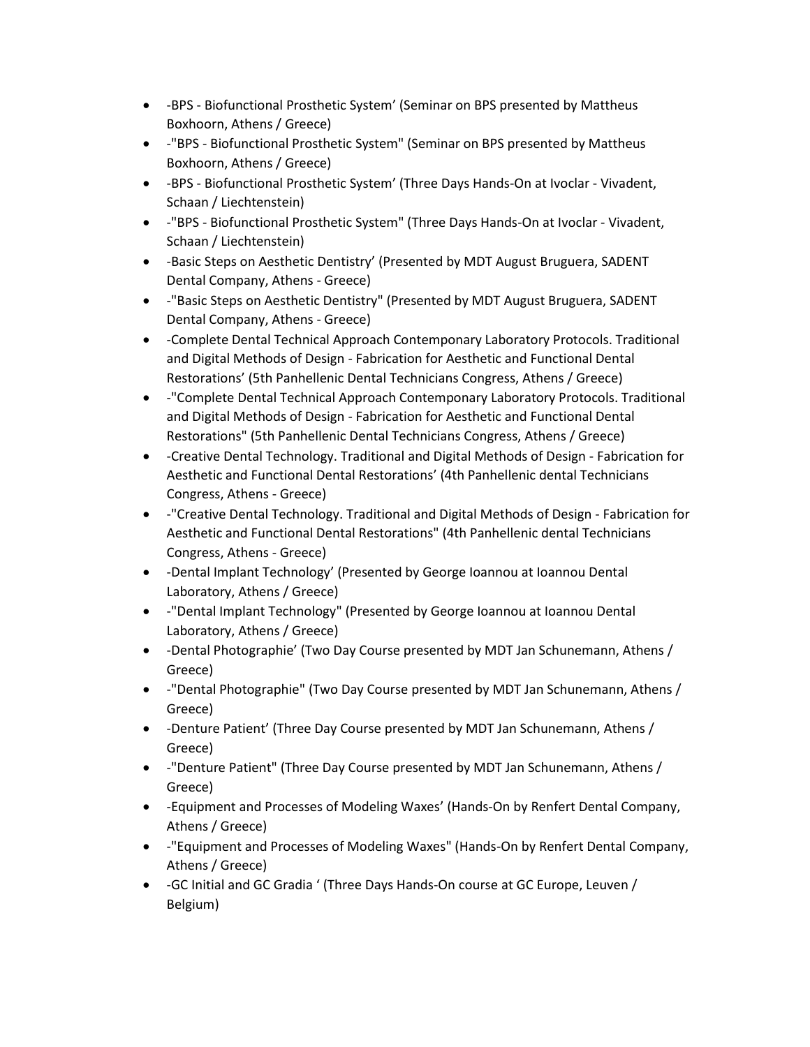- -BPS - Biofunctional Prosthetic System’ (Seminar on BPS presented by Mattheus Boxhoorn, Athens / Greece)
- -"BPS - Biofunctional Prosthetic System" (Seminar on BPS presented by Mattheus Boxhoorn, Athens / Greece)
- -BPS - Biofunctional Prosthetic System’ (Three Days Hands-On at Ivoclar - Vivadent, Schaan / Liechtenstein)
- -"BPS - Biofunctional Prosthetic System" (Three Days Hands-On at Ivoclar - Vivadent, Schaan / Liechtenstein)
- -Basic Steps on Aesthetic Dentistry’ (Presented by MDT August Bruguera, SADENT Dental Company, Athens - Greece)
- -"Basic Steps on Aesthetic Dentistry" (Presented by MDT August Bruguera, SADENT Dental Company, Athens - Greece)
- -Complete Dental Technical Approach Contemponary Laboratory Protocols. Traditional and Digital Methods of Design - Fabrication for Aesthetic and Functional Dental Restorations’ (5th Panhellenic Dental Technicians Congress, Athens / Greece)
- -"Complete Dental Technical Approach Contemponary Laboratory Protocols. Traditional and Digital Methods of Design - Fabrication for Aesthetic and Functional Dental Restorations" (5th Panhellenic Dental Technicians Congress, Athens / Greece)
- -Creative Dental Technology. Traditional and Digital Methods of Design - Fabrication for Aesthetic and Functional Dental Restorations’ (4th Panhellenic dental Technicians Congress, Athens - Greece)
- -"Creative Dental Technology. Traditional and Digital Methods of Design - Fabrication for Aesthetic and Functional Dental Restorations" (4th Panhellenic dental Technicians Congress, Athens - Greece)
- -Dental Implant Technology’ (Presented by George Ioannou at Ioannou Dental Laboratory, Athens / Greece)
- -"Dental Implant Technology" (Presented by George Ioannou at Ioannou Dental Laboratory, Athens / Greece)
- -Dental Photographie’ (Two Day Course presented by MDT Jan Schunemann, Athens / Greece)
- -"Dental Photographie" (Two Day Course presented by MDT Jan Schunemann, Athens / Greece)
- -Denture Patient’ (Three Day Course presented by MDT Jan Schunemann, Athens / Greece)
- -"Denture Patient" (Three Day Course presented by MDT Jan Schunemann, Athens / Greece)
- -Equipment and Processes of Modeling Waxes’ (Hands-On by Renfert Dental Company, Athens / Greece)
- -"Equipment and Processes of Modeling Waxes" (Hands-On by Renfert Dental Company, Athens / Greece)
- -GC Initial and GC Gradia ‘ (Three Days Hands-On course at GC Europe, Leuven / Belgium)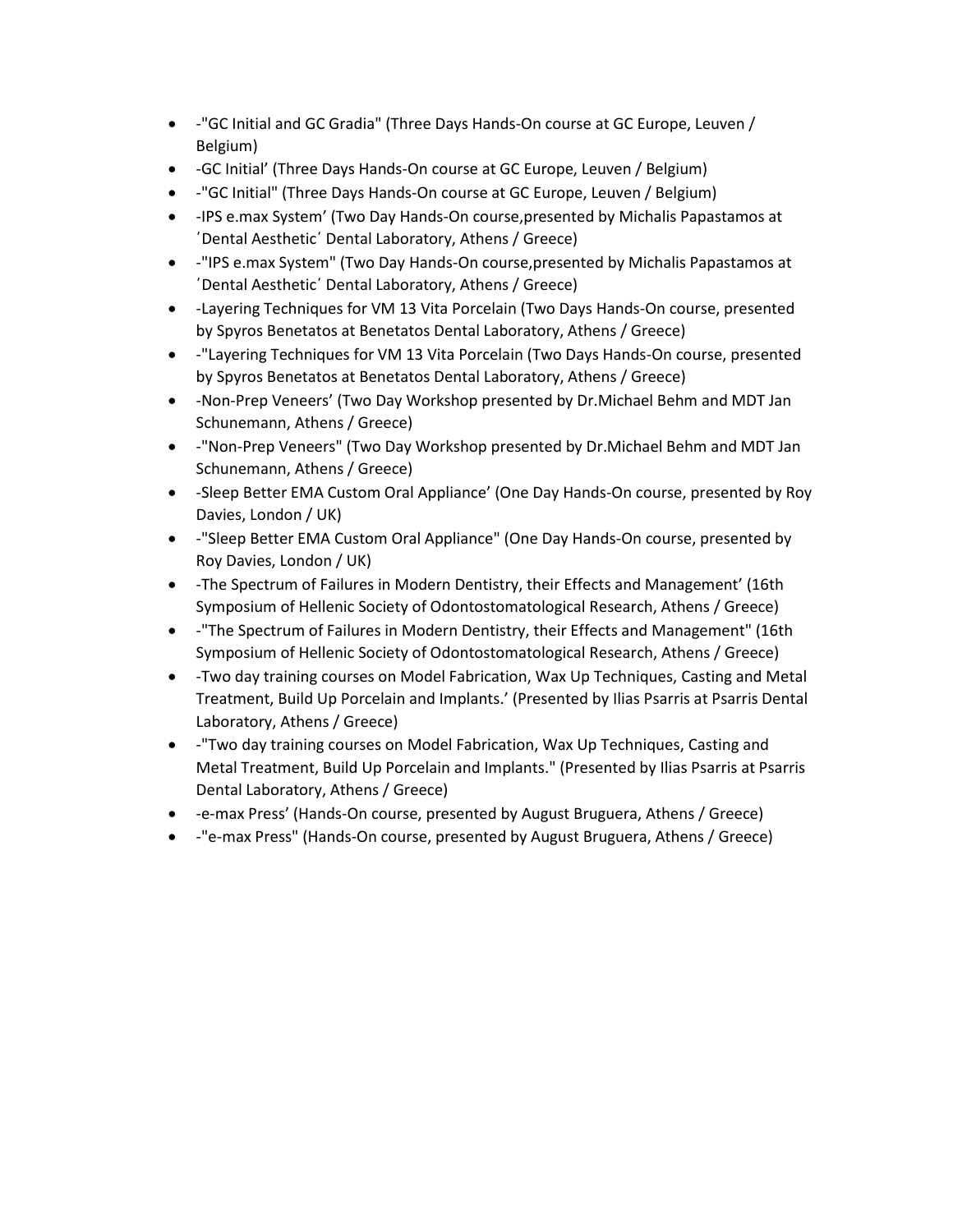- -"GC Initial and GC Gradia" (Three Days Hands-On course at GC Europe, Leuven / Belgium)
- -GC Initial’ (Three Days Hands-On course at GC Europe, Leuven / Belgium)
- -"GC Initial" (Three Days Hands-On course at GC Europe, Leuven / Belgium)
- -IPS e.max System’ (Two Day Hands-On course,presented by Michalis Papastamos at ΄Dental Aesthetic΄ Dental Laboratory, Athens / Greece)
- -"IPS e.max System" (Two Day Hands-On course,presented by Michalis Papastamos at ΄Dental Aesthetic΄ Dental Laboratory, Athens / Greece)
- -Layering Techniques for VM 13 Vita Porcelain (Two Days Hands-On course, presented by Spyros Benetatos at Benetatos Dental Laboratory, Athens / Greece)
- -"Layering Techniques for VM 13 Vita Porcelain (Two Days Hands-On course, presented by Spyros Benetatos at Benetatos Dental Laboratory, Athens / Greece)
- -Non-Prep Veneers’ (Two Day Workshop presented by Dr.Michael Behm and MDT Jan Schunemann, Athens / Greece)
- -"Non-Prep Veneers" (Two Day Workshop presented by Dr.Michael Behm and MDT Jan Schunemann, Athens / Greece)
- -Sleep Better EMA Custom Oral Appliance’ (One Day Hands-On course, presented by Roy Davies, London / UK)
- -"Sleep Better EMA Custom Oral Appliance" (One Day Hands-On course, presented by Roy Davies, London / UK)
- -The Spectrum of Failures in Modern Dentistry, their Effects and Management’ (16th Symposium of Hellenic Society of Odontostomatological Research, Athens / Greece)
- -"The Spectrum of Failures in Modern Dentistry, their Effects and Management" (16th Symposium of Hellenic Society of Odontostomatological Research, Athens / Greece)
- -Two day training courses on Model Fabrication, Wax Up Techniques, Casting and Metal Treatment, Build Up Porcelain and Implants.’ (Presented by Ilias Psarris at Psarris Dental Laboratory, Athens / Greece)
- -"Two day training courses on Model Fabrication, Wax Up Techniques, Casting and Metal Treatment, Build Up Porcelain and Implants." (Presented by Ilias Psarris at Psarris Dental Laboratory, Athens / Greece)
- -e-max Press’ (Hands-On course, presented by August Bruguera, Athens / Greece)
- -"e-max Press" (Hands-On course, presented by August Bruguera, Athens / Greece)